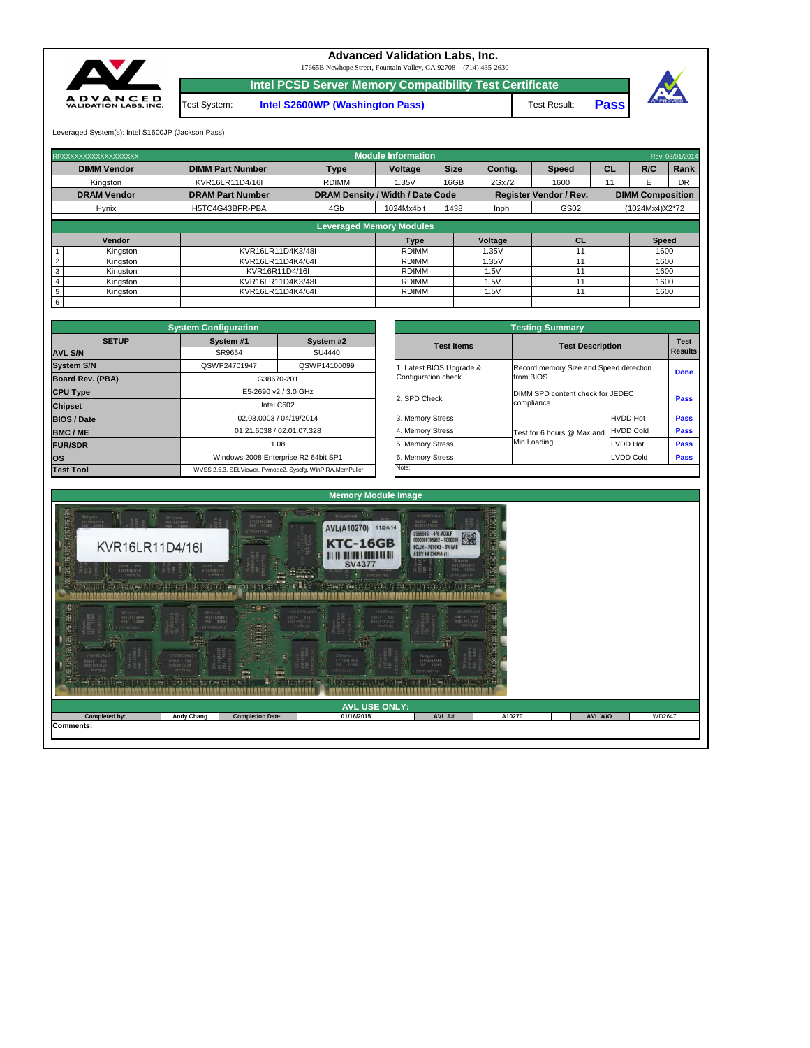# Advanced Validation Labs, Inc.

17665B Newhope Street, Fountain Valley, CA 92708 (714) 435-2630

## Intel PCSD Server Memory Compatibility Test Certificate

| Test System: | Intel S2600WP (Washington Pass) | Test Result: | **Pass** |
|---|---|---|---|

Leveraged System(s): Intel S1600JP (Jackson Pass)

### Module Information

RPXXXXXXXXXXXXXXXXXX — Rev. 03/01/2014

| DIMM Vendor | DIMM Part Number | Type | Voltage | Size | Config. | Speed | CL | R/C | Rank |
|---|---|---|---|---|---|---|---|---|---|
| Kingston | KVR16LR11D4/16I | RDIMM | 1.35V | 16GB | 2Gx72 | 1600 | 11 | E | DR |

| DRAM Vendor | DRAM Part Number | DRAM Density / Width / Date Code | | | Register Vendor / Rev. | | DIMM Composition |
|---|---|---|---|---|---|---|---|
| Hynix | H5TC4G43BFR-PBA | 4Gb | 1024Mx4bit | 1438 | Inphi | GS02 | (1024Mx4)X2*72 |

### Leveraged Memory Modules

| | Vendor | | Type | Voltage | CL | Speed |
|---|---|---|---|---|---|---|
| 1 | Kingston | KVR16LR11D4K3/48I | RDIMM | 1.35V | 11 | 1600 |
| 2 | Kingston | KVR16LR11D4K4/64I | RDIMM | 1.35V | 11 | 1600 |
| 3 | Kingston | KVR16R11D4/16I | RDIMM | 1.5V | 11 | 1600 |
| 4 | Kingston | KVR16LR11D4K3/48I | RDIMM | 1.5V | 11 | 1600 |
| 5 | Kingston | KVR16LR11D4K4/64I | RDIMM | 1.5V | 11 | 1600 |
| 6 | | | | | | |

### System Configuration

| SETUP | System #1 | System #2 |
|---|---|---|
| AVL S/N | SR9654 | SU4440 |
| System S/N | QSWP24701947 | QSWP14100099 |
| Board Rev. (PBA) | G38670-201 | |
| CPU Type | E5-2690 v2 / 3.0 GHz | |
| Chipset | Intel C602 | |
| BIOS / Date | 02.03.0003 / 04/19/2014 | |
| BMC / ME | 01.21.6038 / 02.01.07.328 | |
| FUR/SDR | 1.08 | |
| OS | Windows 2008 Enterprise R2 64bit SP1 | |
| Test Tool | iWVSS 2.5.3, SELViewer, Pvmode2, Syscfg, WinPIRA,MemPuller | |

### Testing Summary

| Test Items | Test Description | | Test Results |
|---|---|---|---|
| 1. Latest BIOS Upgrade & Configuration check | Record memory Size and Speed detection from BIOS | | Done |
| 2. SPD Check | DIMM SPD content check for JEDEC compliance | | Pass |
| 3. Memory Stress | Test for 6 hours @ Max and Min Loading | HVDD Hot | Pass |
| 4. Memory Stress | | HVDD Cold | Pass |
| 5. Memory Stress | | LVDD Hot | Pass |
| 6. Memory Stress | | LVDD Cold | Pass |

Note:

### Memory Module Image

### AVL USE ONLY:

| Completed by: | Andy Chang | Completion Date: | 01/16/2015 | AVL A# | A10270 | AVL W/O | WD2647 |
|---|---|---|---|---|---|---|---|

Comments: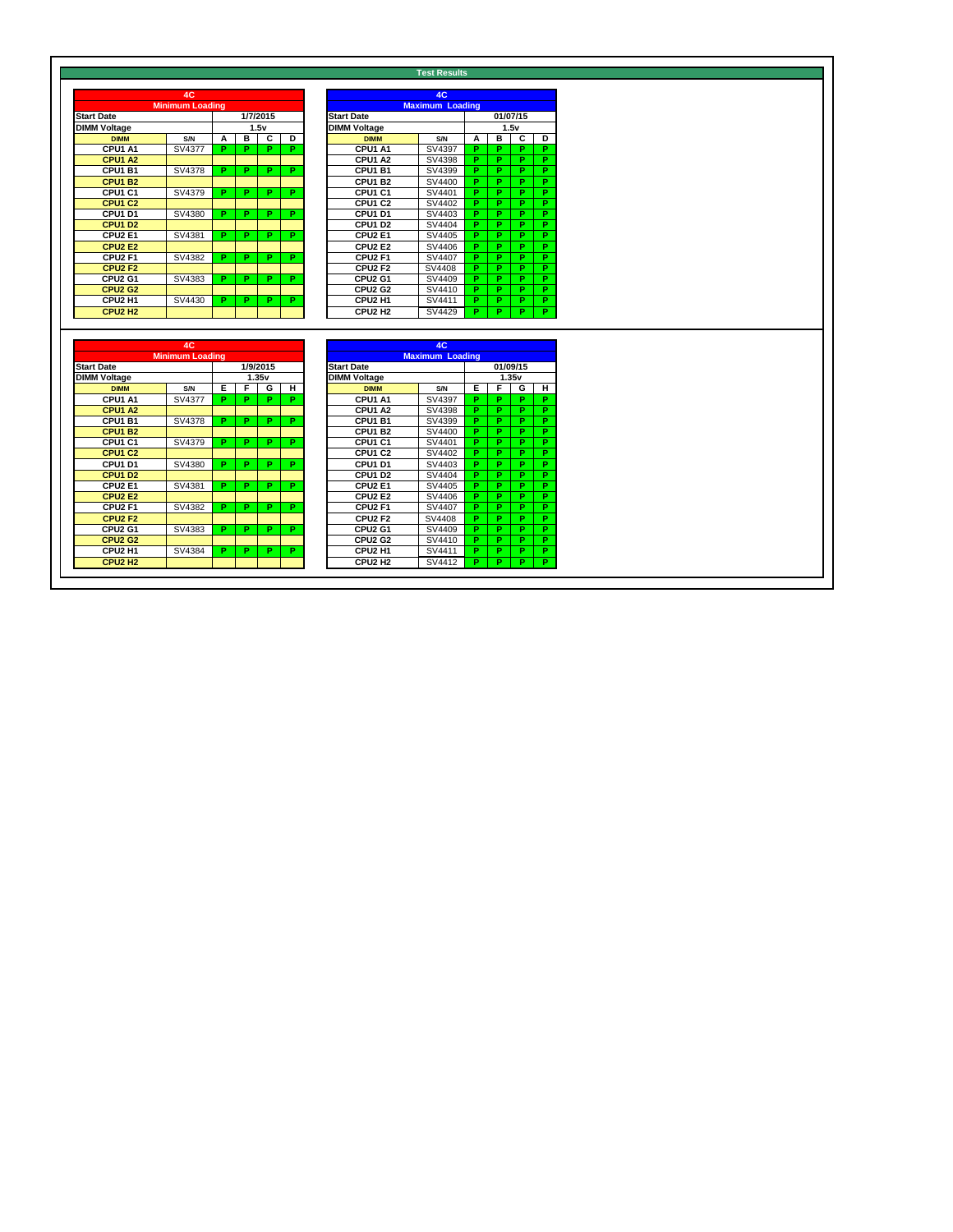## Test Results

**4C — Minimum Loading**

| DIMM | S/N | A | B | C | D |
|---|---|---|---|---|---|
| Start Date | | 1/7/2015 | | | |
| DIMM Voltage | | 1.5v | | | |
| CPU1 A1 | SV4377 | P | P | P | P |
| CPU1 A2 | | | | | |
| CPU1 B1 | SV4378 | P | P | P | P |
| CPU1 B2 | | | | | |
| CPU1 C1 | SV4379 | P | P | P | P |
| CPU1 C2 | | | | | |
| CPU1 D1 | SV4380 | P | P | P | P |
| CPU1 D2 | | | | | |
| CPU2 E1 | SV4381 | P | P | P | P |
| CPU2 E2 | | | | | |
| CPU2 F1 | SV4382 | P | P | P | P |
| CPU2 F2 | | | | | |
| CPU2 G1 | SV4383 | P | P | P | P |
| CPU2 G2 | | | | | |
| CPU2 H1 | SV4430 | P | P | P | P |
| CPU2 H2 | | | | | |

**4C — Maximum Loading**

| DIMM | S/N | A | B | C | D |
|---|---|---|---|---|---|
| Start Date | | 01/07/15 | | | |
| DIMM Voltage | | 1.5v | | | |
| CPU1 A1 | SV4397 | P | P | P | P |
| CPU1 A2 | SV4398 | P | P | P | P |
| CPU1 B1 | SV4399 | P | P | P | P |
| CPU1 B2 | SV4400 | P | P | P | P |
| CPU1 C1 | SV4401 | P | P | P | P |
| CPU1 C2 | SV4402 | P | P | P | P |
| CPU1 D1 | SV4403 | P | P | P | P |
| CPU1 D2 | SV4404 | P | P | P | P |
| CPU2 E1 | SV4405 | P | P | P | P |
| CPU2 E2 | SV4406 | P | P | P | P |
| CPU2 F1 | SV4407 | P | P | P | P |
| CPU2 F2 | SV4408 | P | P | P | P |
| CPU2 G1 | SV4409 | P | P | P | P |
| CPU2 G2 | SV4410 | P | P | P | P |
| CPU2 H1 | SV4411 | P | P | P | P |
| CPU2 H2 | SV4429 | P | P | P | P |

**4C — Minimum Loading**

| DIMM | S/N | E | F | G | H |
|---|---|---|---|---|---|
| Start Date | | 1/9/2015 | | | |
| DIMM Voltage | | 1.35v | | | |
| CPU1 A1 | SV4377 | P | P | P | P |
| CPU1 A2 | | | | | |
| CPU1 B1 | SV4378 | P | P | P | P |
| CPU1 B2 | | | | | |
| CPU1 C1 | SV4379 | P | P | P | P |
| CPU1 C2 | | | | | |
| CPU1 D1 | SV4380 | P | P | P | P |
| CPU1 D2 | | | | | |
| CPU2 E1 | SV4381 | P | P | P | P |
| CPU2 E2 | | | | | |
| CPU2 F1 | SV4382 | P | P | P | P |
| CPU2 F2 | | | | | |
| CPU2 G1 | SV4383 | P | P | P | P |
| CPU2 G2 | | | | | |
| CPU2 H1 | SV4384 | P | P | P | P |
| CPU2 H2 | | | | | |

**4C — Maximum Loading**

| DIMM | S/N | E | F | G | H |
|---|---|---|---|---|---|
| Start Date | | 01/09/15 | | | |
| DIMM Voltage | | 1.35v | | | |
| CPU1 A1 | SV4397 | P | P | P | P |
| CPU1 A2 | SV4398 | P | P | P | P |
| CPU1 B1 | SV4399 | P | P | P | P |
| CPU1 B2 | SV4400 | P | P | P | P |
| CPU1 C1 | SV4401 | P | P | P | P |
| CPU1 C2 | SV4402 | P | P | P | P |
| CPU1 D1 | SV4403 | P | P | P | P |
| CPU1 D2 | SV4404 | P | P | P | P |
| CPU2 E1 | SV4405 | P | P | P | P |
| CPU2 E2 | SV4406 | P | P | P | P |
| CPU2 F1 | SV4407 | P | P | P | P |
| CPU2 F2 | SV4408 | P | P | P | P |
| CPU2 G1 | SV4409 | P | P | P | P |
| CPU2 G2 | SV4410 | P | P | P | P |
| CPU2 H1 | SV4411 | P | P | P | P |
| CPU2 H2 | SV4412 | P | P | P | P |